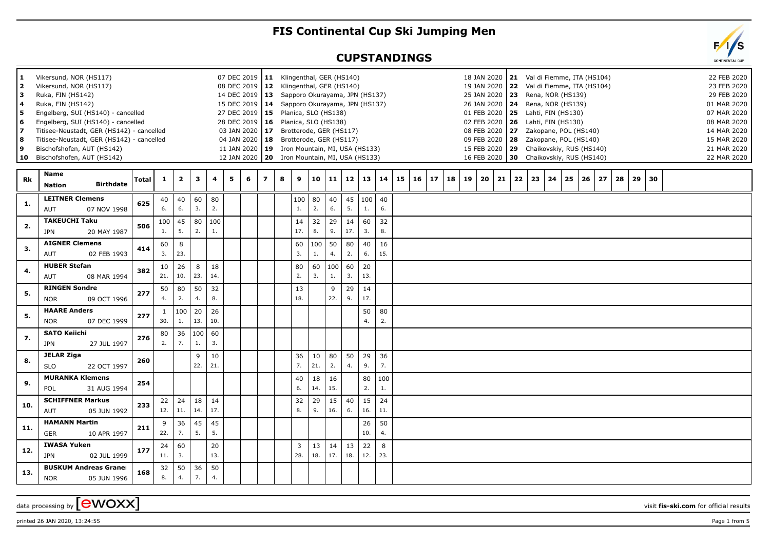# FIS Continental Cup Ski Jumping Men

## CUPSTANDINGS

| No. | Venue | Date | No. | Venue | Date | No. | Venue | Date |
|---|---|---|---|---|---|---|---|---|
| 1 | Vikersund, NOR (HS117) | 07 DEC 2019 | 11 | Klingenthal, GER (HS140) | 18 JAN 2020 | 21 | Val di Fiemme, ITA (HS104) | 22 FEB 2020 |
| 2 | Vikersund, NOR (HS117) | 08 DEC 2019 | 12 | Klingenthal, GER (HS140) | 19 JAN 2020 | 22 | Val di Fiemme, ITA (HS104) | 23 FEB 2020 |
| 3 | Ruka, FIN (HS142) | 14 DEC 2019 | 13 | Sapporo Okurayama, JPN (HS137) | 25 JAN 2020 | 23 | Rena, NOR (HS139) | 29 FEB 2020 |
| 4 | Ruka, FIN (HS142) | 15 DEC 2019 | 14 | Sapporo Okurayama, JPN (HS137) | 26 JAN 2020 | 24 | Rena, NOR (HS139) | 01 MAR 2020 |
| 5 | Engelberg, SUI (HS140) - cancelled | 27 DEC 2019 | 15 | Planica, SLO (HS138) | 01 FEB 2020 | 25 | Lahti, FIN (HS130) | 07 MAR 2020 |
| 6 | Engelberg, SUI (HS140) - cancelled | 28 DEC 2019 | 16 | Planica, SLO (HS138) | 02 FEB 2020 | 26 | Lahti, FIN (HS130) | 08 MAR 2020 |
| 7 | Titisee-Neustadt, GER (HS142) - cancelled | 03 JAN 2020 | 17 | Brotterode, GER (HS117) | 08 FEB 2020 | 27 | Zakopane, POL (HS140) | 14 MAR 2020 |
| 8 | Titisee-Neustadt, GER (HS142) - cancelled | 04 JAN 2020 | 18 | Brotterode, GER (HS117) | 09 FEB 2020 | 28 | Zakopane, POL (HS140) | 15 MAR 2020 |
| 9 | Bischofshofen, AUT (HS142) | 11 JAN 2020 | 19 | Iron Mountain, MI, USA (HS133) | 15 FEB 2020 | 29 | Chaikovskiy, RUS (HS140) | 21 MAR 2020 |
| 10 | Bischofshofen, AUT (HS142) | 12 JAN 2020 | 20 | Iron Mountain, MI, USA (HS133) | 16 FEB 2020 | 30 | Chaikovskiy, RUS (HS140) | 22 MAR 2020 |

| Rk | Name / Nation / Birthdate | Total | 1 | 2 | 3 | 4 | 5 | 6 | 7 | 8 | 9 | 10 | 11 | 12 | 13 | 14 | 15 | 16 | 17 | 18 | 19 | 20 | 21 | 22 | 23 | 24 | 25 | 26 | 27 | 28 | 29 | 30 |
|---|---|---|---|---|---|---|---|---|---|---|---|---|---|---|---|---|---|---|---|---|---|---|---|---|---|---|---|---|---|---|---|---|
| 1. | **LEITNER Clemens** AUT 07 NOV 1998 | 625 | 40 6. | 40 6. | 60 3. | 80 2. | | | | | 100 1. | 80 2. | 40 6. | 45 5. | 100 1. | 40 6. | | | | | | | | | | | | | | | | |
| 2. | **TAKEUCHI Taku** JPN 20 MAY 1987 | 506 | 100 1. | 45 5. | 80 2. | 100 1. | | | | | 14 17. | 32 8. | 29 9. | 14 17. | 60 3. | 32 8. | | | | | | | | | | | | | | | | |
| 3. | **AIGNER Clemens** AUT 02 FEB 1993 | 414 | 60 3. | 8 23. | | | | | | | 60 3. | 100 1. | 50 4. | 80 2. | 40 6. | 16 15. | | | | | | | | | | | | | | | | |
| 4. | **HUBER Stefan** AUT 08 MAR 1994 | 382 | 10 21. | 26 10. | 8 23. | 18 14. | | | | | 80 2. | 60 3. | 100 1. | 60 3. | 20 13. | | | | | | | | | | | | | | | | | |
| 5. | **RINGEN Sondre** NOR 09 OCT 1996 | 277 | 50 4. | 80 2. | 50 4. | 32 8. | | | | | 13 18. | | 9 22. | 29 9. | 14 17. | | | | | | | | | | | | | | | | | |
| 5. | **HAARE Anders** NOR 07 DEC 1999 | 277 | 1 30. | 100 1. | 20 13. | 26 10. | | | | | | | | | 50 4. | 80 2. | | | | | | | | | | | | | | | | |
| 7. | **SATO Keiichi** JPN 27 JUL 1997 | 276 | 80 2. | 36 7. | 100 1. | 60 3. | | | | | | | | | | | | | | | | | | | | | | | | | | |
| 8. | **JELAR Ziga** SLO 22 OCT 1997 | 260 | | | 9 22. | 10 21. | | | | | 36 7. | 10 21. | 80 2. | 50 4. | 29 9. | 36 7. | | | | | | | | | | | | | | | | |
| 9. | **MURANKA Klemens** POL 31 AUG 1994 | 254 | | | | | | | | | 40 6. | 18 14. | 16 15. | | 80 2. | 100 1. | | | | | | | | | | | | | | | | |
| 10. | **SCHIFFNER Markus** AUT 05 JUN 1992 | 233 | 22 12. | 24 11. | 18 14. | 14 17. | | | | | 32 8. | 29 9. | 15 16. | 40 6. | 15 16. | 24 11. | | | | | | | | | | | | | | | | |
| 11. | **HAMANN Martin** GER 10 APR 1997 | 211 | 9 22. | 36 7. | 45 5. | 45 5. | | | | | | | | | 26 10. | 50 4. | | | | | | | | | | | | | | | | |
| 12. | **IWASA Yuken** JPN 02 JUL 1999 | 177 | 24 11. | 60 3. | | 20 13. | | | | | 3 28. | 13 18. | 14 17. | 13 18. | 22 12. | 8 23. | | | | | | | | | | | | | | | | |
| 13. | **BUSKUM Andreas Granei** NOR 05 JUN 1996 | 168 | 32 8. | 50 4. | 36 7. | 50 4. | | | | | | | | | | | | | | | | | | | | | | | | | | |

data processing by [ewoxx] visit **fis-ski.com** for official results

printed 26 JAN 2020, 13:24:55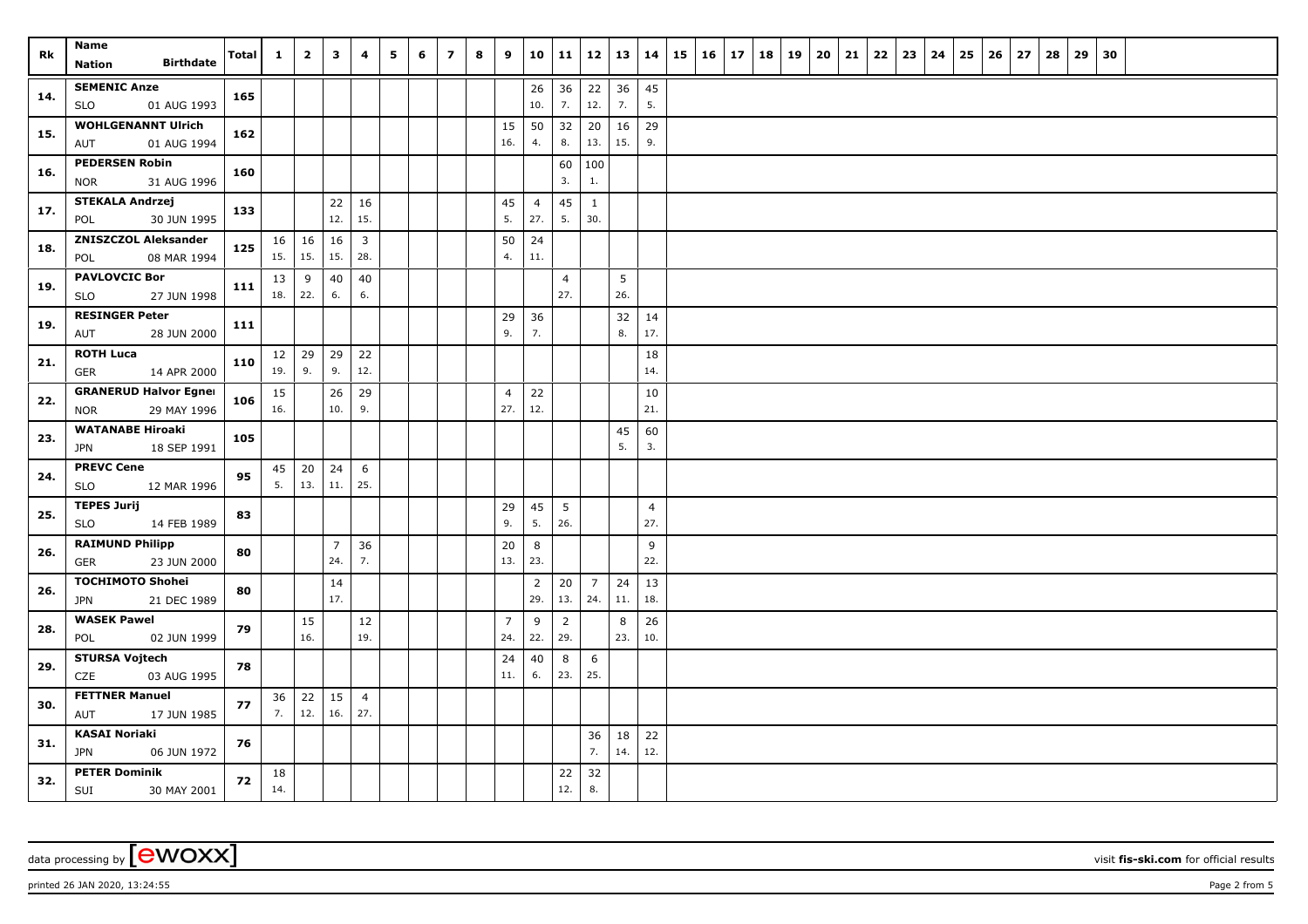| Rk | Name Nation Birthdate | Total | 1 | 2 | 3 | 4 | 5 | 6 | 7 | 8 | 9 | 10 | 11 | 12 | 13 | 14 | 15 | 16 | 17 | 18 | 19 | 20 | 21 | 22 | 23 | 24 | 25 | 26 | 27 | 28 | 29 | 30 |
|---|---|---|---|---|---|---|---|---|---|---|---|---|---|---|---|---|---|---|---|---|---|---|---|---|---|---|---|---|---|---|---|---|
| 14. | SEMENIC Anze SLO 01 AUG 1993 | 165 | | | | | | | | | | 26 10. | 36 7. | 22 12. | 36 7. | 45 5. | | | | | | | | | | | | | | | | |
| 15. | WOHLGENANNT Ulrich AUT 01 AUG 1994 | 162 | | | | | | | | | 15 16. | 50 4. | 32 8. | 20 13. | 16 15. | 29 9. | | | | | | | | | | | | | | | | |
| 16. | PEDERSEN Robin NOR 31 AUG 1996 | 160 | | | | | | | | | | | 60 3. | 100 1. | | | | | | | | | | | | | | | | | | |
| 17. | STEKALA Andrzej POL 30 JUN 1995 | 133 | | | 22 12. | 16 15. | | | | | 45 5. | 4 27. | 45 5. | 1 30. | | | | | | | | | | | | | | | | | | |
| 18. | ZNISZCZOL Aleksander POL 08 MAR 1994 | 125 | 16 15. | 16 15. | 16 15. | 3 28. | | | | | 50 4. | 24 11. | | | | | | | | | | | | | | | | | | | | |
| 19. | PAVLOVCIC Bor SLO 27 JUN 1998 | 111 | 13 18. | 9 22. | 40 6. | 40 6. | | | | | | | 4 27. | | 5 26. | | | | | | | | | | | | | | | | | |
| 19. | RESINGER Peter AUT 28 JUN 2000 | 111 | | | | | | | | | 29 9. | 36 7. | | | 32 8. | 14 17. | | | | | | | | | | | | | | | | |
| 21. | ROTH Luca GER 14 APR 2000 | 110 | 12 19. | 29 9. | 29 9. | 22 12. | | | | | | | | | | 18 14. | | | | | | | | | | | | | | | | |
| 22. | GRANERUD Halvor Egner NOR 29 MAY 1996 | 106 | 15 16. | | 26 10. | 29 9. | | | | | 4 27. | 22 12. | | | | 10 21. | | | | | | | | | | | | | | | | |
| 23. | WATANABE Hiroaki JPN 18 SEP 1991 | 105 | | | | | | | | | | | | | 45 5. | 60 3. | | | | | | | | | | | | | | | | |
| 24. | PREVC Cene SLO 12 MAR 1996 | 95 | 45 5. | 20 13. | 24 11. | 6 25. | | | | | | | | | | | | | | | | | | | | | | | | | | |
| 25. | TEPES Jurij SLO 14 FEB 1989 | 83 | | | | | | | | | 29 9. | 45 5. | 5 26. | | | 4 27. | | | | | | | | | | | | | | | | |
| 26. | RAIMUND Philipp GER 23 JUN 2000 | 80 | | | 7 24. | 36 7. | | | | | 20 13. | 8 23. | | | | 9 22. | | | | | | | | | | | | | | | | |
| 26. | TOCHIMOTO Shohei JPN 21 DEC 1989 | 80 | | | 14 17. | | | | | | | 2 29. | 20 13. | 7 24. | 24 11. | 13 18. | | | | | | | | | | | | | | | | |
| 28. | WASEK Pawel POL 02 JUN 1999 | 79 | | 15 16. | | 12 19. | | | | | 7 24. | 9 22. | 2 29. | | 8 23. | 26 10. | | | | | | | | | | | | | | | | |
| 29. | STURSA Vojtech CZE 03 AUG 1995 | 78 | | | | | | | | | 24 11. | 40 6. | 8 23. | 6 25. | | | | | | | | | | | | | | | | | | |
| 30. | FETTNER Manuel AUT 17 JUN 1985 | 77 | 36 7. | 22 12. | 15 16. | 4 27. | | | | | | | | | | | | | | | | | | | | | | | | | | |
| 31. | KASAI Noriaki JPN 06 JUN 1972 | 76 | | | | | | | | | | | | 36 7. | 18 14. | 22 12. | | | | | | | | | | | | | | | | |
| 32. | PETER Dominik SUI 30 MAY 2001 | 72 | 18 14. | | | | | | | | | | 22 12. | 32 8. | | | | | | | | | | | | | | | | | | |

data processing by [ewoxx] visit fis-ski.com for official results

printed 26 JAN 2020, 13:24:55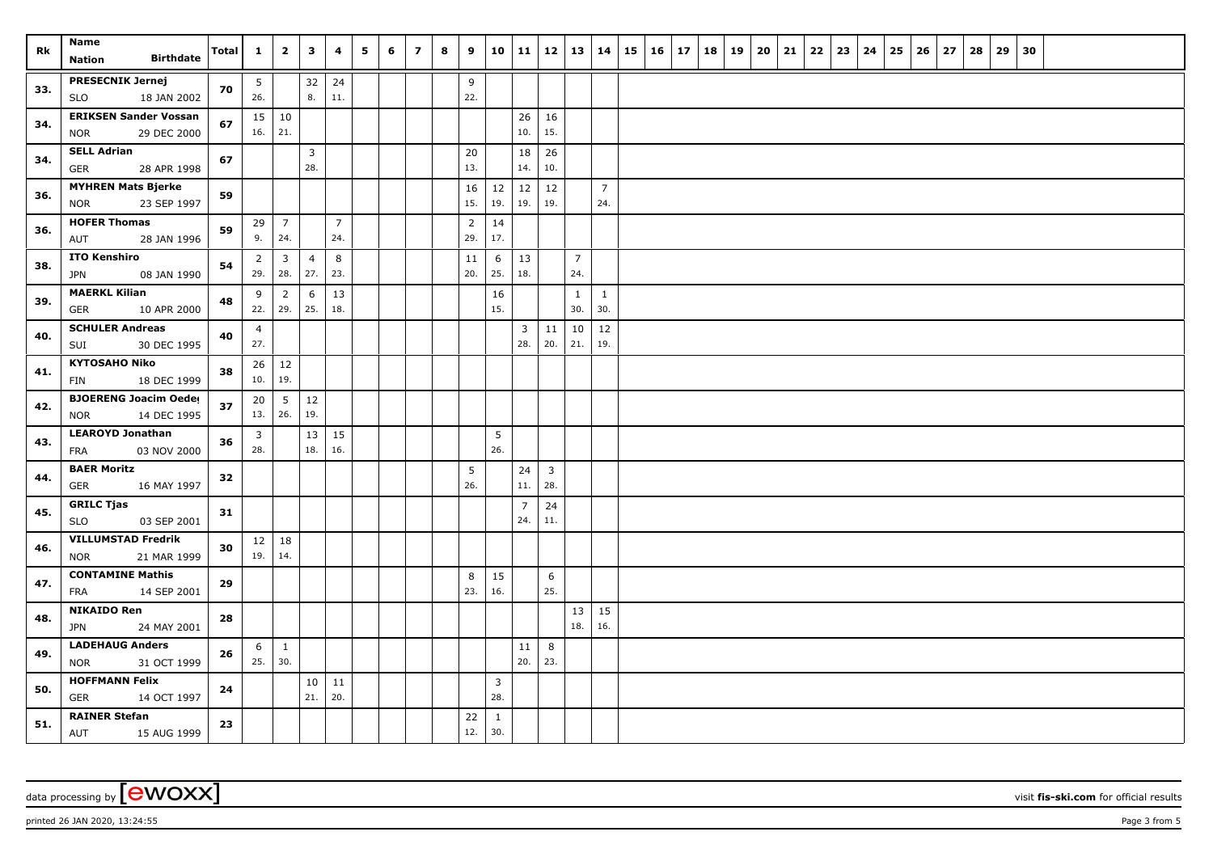| Rk | Name Nation Birthdate | Total | 1 | 2 | 3 | 4 | 5 | 6 | 7 | 8 | 9 | 10 | 11 | 12 | 13 | 14 | 15 | 16 | 17 | 18 | 19 | 20 | 21 | 22 | 23 | 24 | 25 | 26 | 27 | 28 | 29 | 30 |
|---|---|---|---|---|---|---|---|---|---|---|---|---|---|---|---|---|---|---|---|---|---|---|---|---|---|---|---|---|---|---|---|---|
| 33. | PRESECNIK Jernej SLO 18 JAN 2002 | 70 | 5 26. | | 32 8. | 24 11. | | | | | 9 22. | | | | | | | | | | | | | | | | | | | | | |
| 34. | ERIKSEN Sander Vossan NOR 29 DEC 2000 | 67 | 15 16. | 10 21. | | | | | | | | | 26 10. | 16 15. | | | | | | | | | | | | | | | | | | |
| 34. | SELL Adrian GER 28 APR 1998 | 67 | | | 3 28. | | | | | | 20 13. | | 18 14. | 26 10. | | | | | | | | | | | | | | | | | | |
| 36. | MYHREN Mats Bjerke NOR 23 SEP 1997 | 59 | | | | | | | | | 16 15. | 12 19. | 12 19. | 12 19. | | 7 24. | | | | | | | | | | | | | | | | |
| 36. | HOFER Thomas AUT 28 JAN 1996 | 59 | 29 9. | 7 24. | | 7 24. | | | | | 2 29. | 14 17. | | | | | | | | | | | | | | | | | | | | |
| 38. | ITO Kenshiro JPN 08 JAN 1990 | 54 | 2 29. | 3 28. | 4 27. | 8 23. | | | | | 11 20. | 6 25. | 13 18. | | 7 24. | | | | | | | | | | | | | | | | | |
| 39. | MAERKL Kilian GER 10 APR 2000 | 48 | 9 22. | 2 29. | 6 25. | 13 18. | | | | | | 16 15. | | | 1 30. | 1 30. | | | | | | | | | | | | | | | | |
| 40. | SCHULER Andreas SUI 30 DEC 1995 | 40 | 4 27. | | | | | | | | | | 3 28. | 11 20. | 10 21. | 12 19. | | | | | | | | | | | | | | | | |
| 41. | KYTOSAHO Niko FIN 18 DEC 1999 | 38 | 26 10. | 12 19. | | | | | | | | | | | | | | | | | | | | | | | | | | | | |
| 42. | BJOERENG Joacim Oeder NOR 14 DEC 1995 | 37 | 20 13. | 5 26. | 12 19. | | | | | | | | | | | | | | | | | | | | | | | | | | | |
| 43. | LEAROYD Jonathan FRA 03 NOV 2000 | 36 | 3 28. | | 13 18. | 15 16. | | | | | | 5 26. | | | | | | | | | | | | | | | | | | | | |
| 44. | BAER Moritz GER 16 MAY 1997 | 32 | | | | | | | | | 5 26. | | 24 11. | 3 28. | | | | | | | | | | | | | | | | | | |
| 45. | GRILC Tjas SLO 03 SEP 2001 | 31 | | | | | | | | | | | 7 24. | 24 11. | | | | | | | | | | | | | | | | | | |
| 46. | VILLUMSTAD Fredrik NOR 21 MAR 1999 | 30 | 12 19. | 18 14. | | | | | | | | | | | | | | | | | | | | | | | | | | | | |
| 47. | CONTAMINE Mathis FRA 14 SEP 2001 | 29 | | | | | | | | | 8 23. | 15 16. | | 6 25. | | | | | | | | | | | | | | | | | | |
| 48. | NIKAIDO Ren JPN 24 MAY 2001 | 28 | | | | | | | | | | | | | 13 18. | 15 16. | | | | | | | | | | | | | | | | |
| 49. | LADEHAUG Anders NOR 31 OCT 1999 | 26 | 6 25. | 1 30. | | | | | | | | | 11 20. | 8 23. | | | | | | | | | | | | | | | | | | |
| 50. | HOFFMANN Felix GER 14 OCT 1997 | 24 | | | 10 21. | 11 20. | | | | | | 3 28. | | | | | | | | | | | | | | | | | | | | |
| 51. | RAINER Stefan AUT 15 AUG 1999 | 23 | | | | | | | | | 22 12. | 1 30. | | | | | | | | | | | | | | | | | | | | |

data processing by [ewoxx] visit **fis-ski.com** for official results

printed 26 JAN 2020, 13:24:55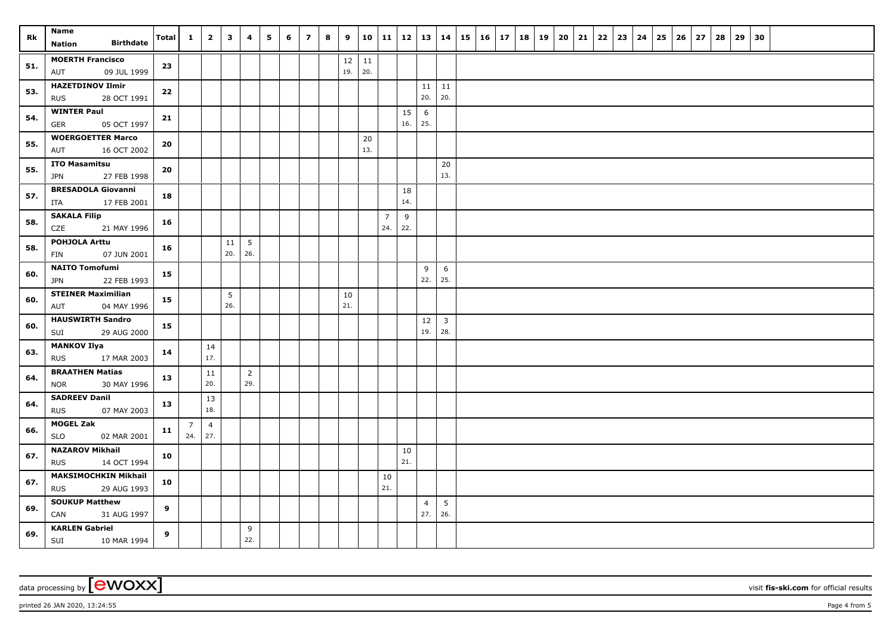| Rk | Name<br>Nation Birthdate | Total | 1 | 2 | 3 | 4 | 5 | 6 | 7 | 8 | 9 | 10 | 11 | 12 | 13 | 14 | 15 | 16 | 17 | 18 | 19 | 20 | 21 | 22 | 23 | 24 | 25 | 26 | 27 | 28 | 29 | 30 |
|---|---|---|---|---|---|---|---|---|---|---|---|---|---|---|---|---|---|---|---|---|---|---|---|---|---|---|---|---|---|---|---|---|
| 51. | **MOERTH Francisco**<br>AUT 09 JUL 1999 | 23 | | | | | | | | | 12<br>19. | 11<br>20. | | | | | | | | | | | | | | | | | | | | |
| 53. | **HAZETDINOV Ilmir**<br>RUS 28 OCT 1991 | 22 | | | | | | | | | | | | | 11<br>20. | 11<br>20. | | | | | | | | | | | | | | | | |
| 54. | **WINTER Paul**<br>GER 05 OCT 1997 | 21 | | | | | | | | | | | | 15<br>16. | 6<br>25. | | | | | | | | | | | | | | | | | |
| 55. | **WOERGOETTER Marco**<br>AUT 16 OCT 2002 | 20 | | | | | | | | | | 20<br>13. | | | | | | | | | | | | | | | | | | | | |
| 55. | **ITO Masamitsu**<br>JPN 27 FEB 1998 | 20 | | | | | | | | | | | | | | 20<br>13. | | | | | | | | | | | | | | | | |
| 57. | **BRESADOLA Giovanni**<br>ITA 17 FEB 2001 | 18 | | | | | | | | | | | | 18<br>14. | | | | | | | | | | | | | | | | | | |
| 58. | **SAKALA Filip**<br>CZE 21 MAY 1996 | 16 | | | | | | | | | | | 7<br>24. | 9<br>22. | | | | | | | | | | | | | | | | | | |
| 58. | **POHJOLA Arttu**<br>FIN 07 JUN 2001 | 16 | | | 11<br>20. | 5<br>26. | | | | | | | | | | | | | | | | | | | | | | | | | | |
| 60. | **NAITO Tomofumi**<br>JPN 22 FEB 1993 | 15 | | | | | | | | | | | | | 9<br>22. | 6<br>25. | | | | | | | | | | | | | | | | |
| 60. | **STEINER Maximilian**<br>AUT 04 MAY 1996 | 15 | | | 5<br>26. | | | | | | 10<br>21. | | | | | | | | | | | | | | | | | | | | | |
| 60. | **HAUSWIRTH Sandro**<br>SUI 29 AUG 2000 | 15 | | | | | | | | | | | | | 12<br>19. | 3<br>28. | | | | | | | | | | | | | | | | |
| 63. | **MANKOV Ilya**<br>RUS 17 MAR 2003 | 14 | | 14<br>17. | | | | | | | | | | | | | | | | | | | | | | | | | | | | |
| 64. | **BRAATHEN Matias**<br>NOR 30 MAY 1996 | 13 | | 11<br>20. | | 2<br>29. | | | | | | | | | | | | | | | | | | | | | | | | | | |
| 64. | **SADREEV Danil**<br>RUS 07 MAY 2003 | 13 | | 13<br>18. | | | | | | | | | | | | | | | | | | | | | | | | | | | | |
| 66. | **MOGEL Zak**<br>SLO 02 MAR 2001 | 11 | 7<br>24. | 4<br>27. | | | | | | | | | | | | | | | | | | | | | | | | | | | | |
| 67. | **NAZAROV Mikhail**<br>RUS 14 OCT 1994 | 10 | | | | | | | | | | | | 10<br>21. | | | | | | | | | | | | | | | | | | |
| 67. | **MAKSIMOCHKIN Mikhail**<br>RUS 29 AUG 1993 | 10 | | | | | | | | | | | 10<br>21. | | | | | | | | | | | | | | | | | | | |
| 69. | **SOUKUP Matthew**<br>CAN 31 AUG 1997 | 9 | | | | | | | | | | | | | 4<br>27. | 5<br>26. | | | | | | | | | | | | | | | | |
| 69. | **KARLEN Gabriel**<br>SUI 10 MAR 1994 | 9 | | | | 9<br>22. | | | | | | | | | | | | | | | | | | | | | | | | | | |

data processing by [ewoxx] visit **fis-ski.com** for official results

printed 26 JAN 2020, 13:24:55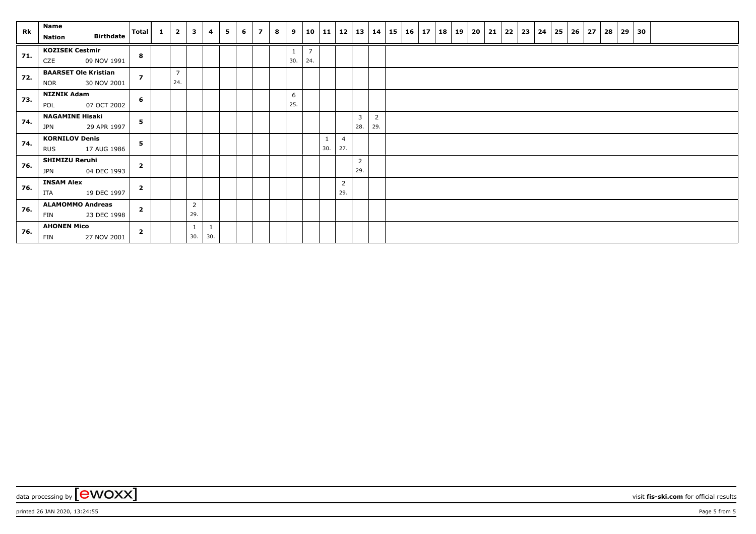| Rk | Name<br>Nation Birthdate | Total | 1 | 2 | 3 | 4 | 5 | 6 | 7 | 8 | 9 | 10 | 11 | 12 | 13 | 14 | 15 | 16 | 17 | 18 | 19 | 20 | 21 | 22 | 23 | 24 | 25 | 26 | 27 | 28 | 29 | 30 |
|---|---|---|---|---|---|---|---|---|---|---|---|---|---|---|---|---|---|---|---|---|---|---|---|---|---|---|---|---|---|---|---|---|
| 71. | **KOZISEK Cestmir**<br>CZE 09 NOV 1991 | 8 | | | | | | | | | 1<br>30. | 7<br>24. | | | | | | | | | | | | | | | | | | | | |
| 72. | **BAARSET Ole Kristian**<br>NOR 30 NOV 2001 | 7 | | 7<br>24. | | | | | | | | | | | | | | | | | | | | | | | | | | | | |
| 73. | **NIZNIK Adam**<br>POL 07 OCT 2002 | 6 | | | | | | | | | 6<br>25. | | | | | | | | | | | | | | | | | | | | | |
| 74. | **NAGAMINE Hisaki**<br>JPN 29 APR 1997 | 5 | | | | | | | | | | | | | 3<br>28. | 2<br>29. | | | | | | | | | | | | | | | | |
| 74. | **KORNILOV Denis**<br>RUS 17 AUG 1986 | 5 | | | | | | | | | | | 1<br>30. | 4<br>27. | | | | | | | | | | | | | | | | | | |
| 76. | **SHIMIZU Reruhi**<br>JPN 04 DEC 1993 | 2 | | | | | | | | | | | | | 2<br>29. | | | | | | | | | | | | | | | | | |
| 76. | **INSAM Alex**<br>ITA 19 DEC 1997 | 2 | | | | | | | | | | | | 2<br>29. | | | | | | | | | | | | | | | | | | |
| 76. | **ALAMOMMO Andreas**<br>FIN 23 DEC 1998 | 2 | | | 2<br>29. | | | | | | | | | | | | | | | | | | | | | | | | | | | |
| 76. | **AHONEN Mico**<br>FIN 27 NOV 2001 | 2 | | | 1<br>30. | 1<br>30. | | | | | | | | | | | | | | | | | | | | | | | | | | |

data processing by [ewoxx]

visit **fis-ski.com** for official results

printed 26 JAN 2020, 13:24:55